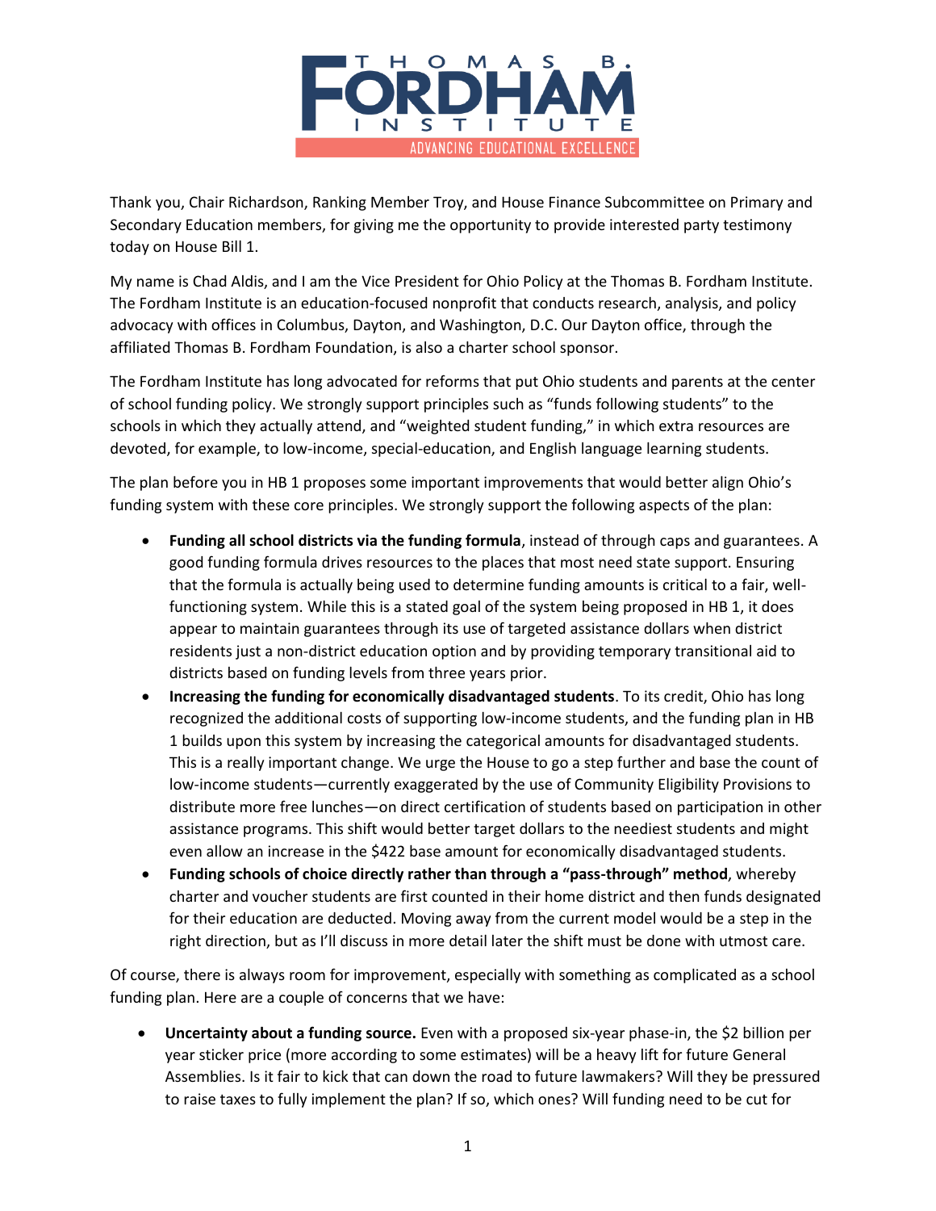Thank you, Chair Richardson, Ranking Member Troy, and House Finance Subcommittee on Primary and Secondary Education members, for giving me the opportunity to provide interested party testimony today on House Bill 1.

My name is Chad Aldis, and I am the Vice President for Ohio Policy at the Thomas B. Fordham Institute. The Fordham Institute is an education-focused nonprofit that conducts research, analysis, and policy advocacy with offices in Columbus, Dayton, and Washington, D.C. Our Dayton office, through the affiliated Thomas B. Fordham Foundation, is also a charter school sponsor.

The Fordham Institute has long advocated for reforms that put Ohio students and parents at the center of school funding policy. We strongly support principles such as "funds following students" to the schools in which they actually attend, and "weighted student funding," in which extra resources are devoted, for example, to low-income, special-education, and English language learning students.

The plan before you in HB 1 proposes some important improvements that would better align Ohio's funding system with these core principles. We strongly support the following aspects of the plan:

- **Funding all school districts via the funding formula**, instead of through caps and guarantees. A good funding formula drives resources to the places that most need state support. Ensuring that the formula is actually being used to determine funding amounts is critical to a fair, well-functioning system. While this is a stated goal of the system being proposed in HB 1, it does appear to maintain guarantees through its use of targeted assistance dollars when district residents just a non-district education option and by providing temporary transitional aid to districts based on funding levels from three years prior.
- **Increasing the funding for economically disadvantaged students**. To its credit, Ohio has long recognized the additional costs of supporting low-income students, and the funding plan in HB 1 builds upon this system by increasing the categorical amounts for disadvantaged students. This is a really important change. We urge the House to go a step further and base the count of low-income students—currently exaggerated by the use of Community Eligibility Provisions to distribute more free lunches—on direct certification of students based on participation in other assistance programs. This shift would better target dollars to the neediest students and might even allow an increase in the $422 base amount for economically disadvantaged students.
- **Funding schools of choice directly rather than through a "pass-through" method**, whereby charter and voucher students are first counted in their home district and then funds designated for their education are deducted. Moving away from the current model would be a step in the right direction, but as I'll discuss in more detail later the shift must be done with utmost care.

Of course, there is always room for improvement, especially with something as complicated as a school funding plan. Here are a couple of concerns that we have:

- **Uncertainty about a funding source.** Even with a proposed six-year phase-in, the $2 billion per year sticker price (more according to some estimates) will be a heavy lift for future General Assemblies. Is it fair to kick that can down the road to future lawmakers? Will they be pressured to raise taxes to fully implement the plan? If so, which ones? Will funding need to be cut for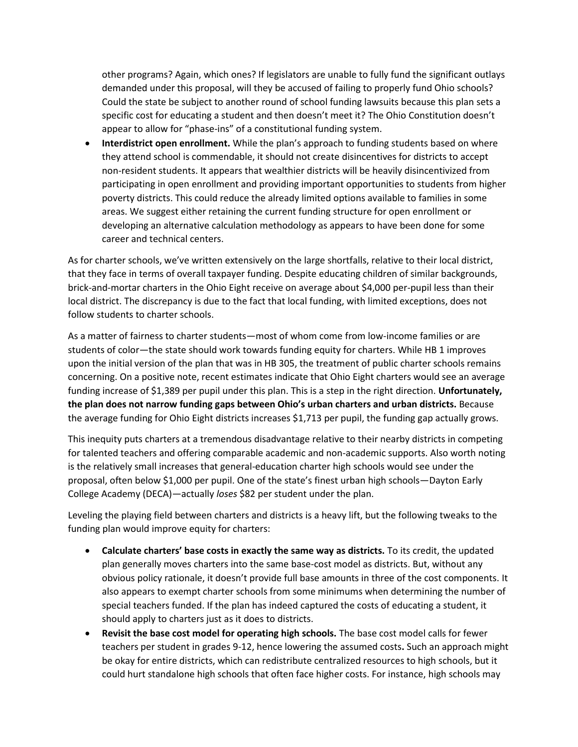other programs? Again, which ones? If legislators are unable to fully fund the significant outlays demanded under this proposal, will they be accused of failing to properly fund Ohio schools? Could the state be subject to another round of school funding lawsuits because this plan sets a specific cost for educating a student and then doesn't meet it? The Ohio Constitution doesn't appear to allow for "phase-ins" of a constitutional funding system.

- **Interdistrict open enrollment.** While the plan's approach to funding students based on where they attend school is commendable, it should not create disincentives for districts to accept non-resident students. It appears that wealthier districts will be heavily disincentivized from participating in open enrollment and providing important opportunities to students from higher poverty districts. This could reduce the already limited options available to families in some areas. We suggest either retaining the current funding structure for open enrollment or developing an alternative calculation methodology as appears to have been done for some career and technical centers.

As for charter schools, we've written extensively on the large shortfalls, relative to their local district, that they face in terms of overall taxpayer funding. Despite educating children of similar backgrounds, brick-and-mortar charters in the Ohio Eight receive on average about $4,000 per-pupil less than their local district. The discrepancy is due to the fact that local funding, with limited exceptions, does not follow students to charter schools.

As a matter of fairness to charter students—most of whom come from low-income families or are students of color—the state should work towards funding equity for charters. While HB 1 improves upon the initial version of the plan that was in HB 305, the treatment of public charter schools remains concerning. On a positive note, recent estimates indicate that Ohio Eight charters would see an average funding increase of $1,389 per pupil under this plan. This is a step in the right direction. **Unfortunately, the plan does not narrow funding gaps between Ohio's urban charters and urban districts.** Because the average funding for Ohio Eight districts increases $1,713 per pupil, the funding gap actually grows.

This inequity puts charters at a tremendous disadvantage relative to their nearby districts in competing for talented teachers and offering comparable academic and non-academic supports. Also worth noting is the relatively small increases that general-education charter high schools would see under the proposal, often below $1,000 per pupil. One of the state's finest urban high schools—Dayton Early College Academy (DECA)—actually *loses* $82 per student under the plan.

Leveling the playing field between charters and districts is a heavy lift, but the following tweaks to the funding plan would improve equity for charters:

- **Calculate charters' base costs in exactly the same way as districts.** To its credit, the updated plan generally moves charters into the same base-cost model as districts. But, without any obvious policy rationale, it doesn't provide full base amounts in three of the cost components. It also appears to exempt charter schools from some minimums when determining the number of special teachers funded. If the plan has indeed captured the costs of educating a student, it should apply to charters just as it does to districts.
- **Revisit the base cost model for operating high schools.** The base cost model calls for fewer teachers per student in grades 9-12, hence lowering the assumed costs. Such an approach might be okay for entire districts, which can redistribute centralized resources to high schools, but it could hurt standalone high schools that often face higher costs. For instance, high schools may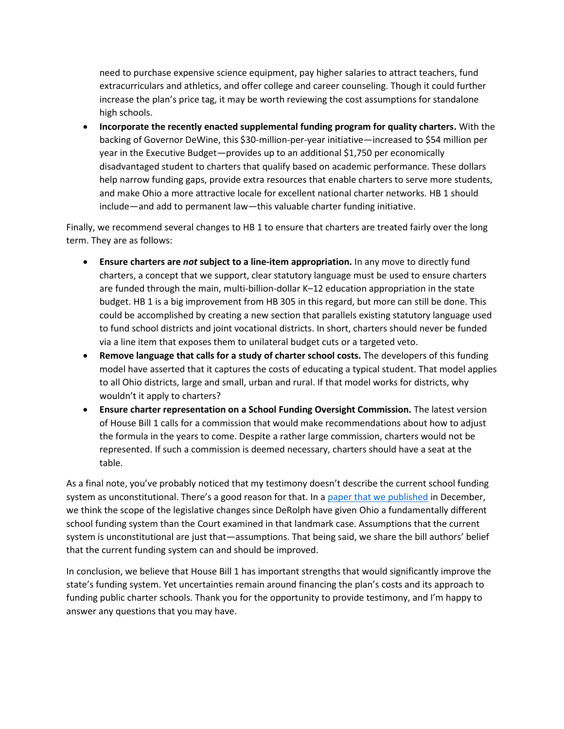need to purchase expensive science equipment, pay higher salaries to attract teachers, fund extracurriculars and athletics, and offer college and career counseling. Though it could further increase the plan's price tag, it may be worth reviewing the cost assumptions for standalone high schools.

- **Incorporate the recently enacted supplemental funding program for quality charters.** With the backing of Governor DeWine, this $30-million-per-year initiative—increased to $54 million per year in the Executive Budget—provides up to an additional $1,750 per economically disadvantaged student to charters that qualify based on academic performance. These dollars help narrow funding gaps, provide extra resources that enable charters to serve more students, and make Ohio a more attractive locale for excellent national charter networks. HB 1 should include—and add to permanent law—this valuable charter funding initiative.

Finally, we recommend several changes to HB 1 to ensure that charters are treated fairly over the long term. They are as follows:

- **Ensure charters are *not* subject to a line-item appropriation.** In any move to directly fund charters, a concept that we support, clear statutory language must be used to ensure charters are funded through the main, multi-billion-dollar K–12 education appropriation in the state budget. HB 1 is a big improvement from HB 305 in this regard, but more can still be done. This could be accomplished by creating a new section that parallels existing statutory language used to fund school districts and joint vocational districts. In short, charters should never be funded via a line item that exposes them to unilateral budget cuts or a targeted veto.
- **Remove language that calls for a study of charter school costs.** The developers of this funding model have asserted that it captures the costs of educating a typical student. That model applies to all Ohio districts, large and small, urban and rural. If that model works for districts, why wouldn't it apply to charters?
- **Ensure charter representation on a School Funding Oversight Commission.** The latest version of House Bill 1 calls for a commission that would make recommendations about how to adjust the formula in the years to come. Despite a rather large commission, charters would not be represented. If such a commission is deemed necessary, charters should have a seat at the table.

As a final note, you've probably noticed that my testimony doesn't describe the current school funding system as unconstitutional. There's a good reason for that. In a paper that we published in December, we think the scope of the legislative changes since DeRolph have given Ohio a fundamentally different school funding system than the Court examined in that landmark case. Assumptions that the current system is unconstitutional are just that—assumptions. That being said, we share the bill authors' belief that the current funding system can and should be improved.

In conclusion, we believe that House Bill 1 has important strengths that would significantly improve the state's funding system. Yet uncertainties remain around financing the plan's costs and its approach to funding public charter schools. Thank you for the opportunity to provide testimony, and I'm happy to answer any questions that you may have.